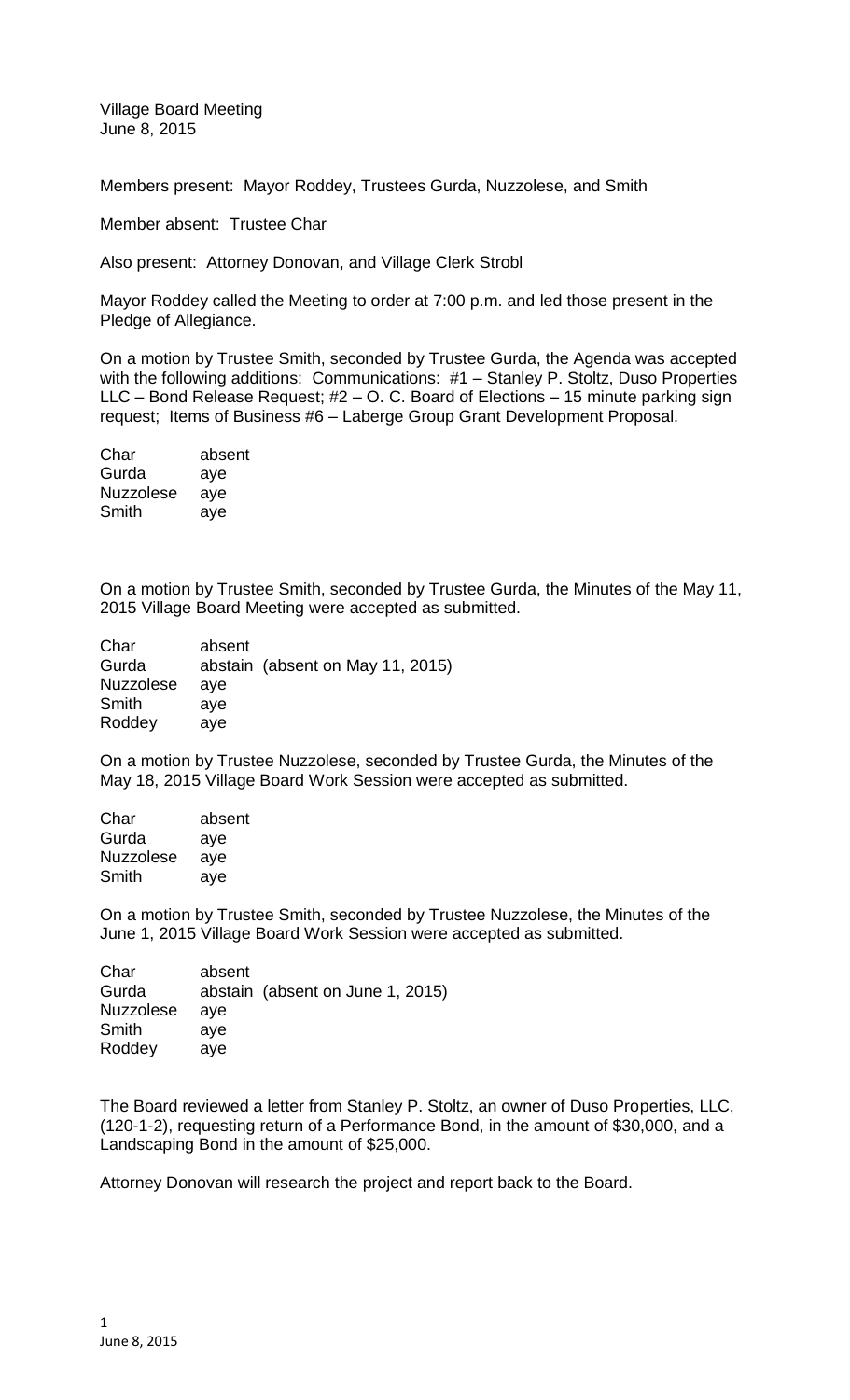Village Board Meeting
June 8, 2015

Members present: Mayor Roddey, Trustees Gurda, Nuzzolese, and Smith

Member absent: Trustee Char

Also present: Attorney Donovan, and Village Clerk Strobl

Mayor Roddey called the Meeting to order at 7:00 p.m. and led those present in the Pledge of Allegiance.

On a motion by Trustee Smith, seconded by Trustee Gurda, the Agenda was accepted with the following additions: Communications: #1 – Stanley P. Stoltz, Duso Properties LLC – Bond Release Request; #2 – O. C. Board of Elections – 15 minute parking sign request; Items of Business #6 – Laberge Group Grant Development Proposal.

| | |
|---|---|
| Char | absent |
| Gurda | aye |
| Nuzzolese | aye |
| Smith | aye |

On a motion by Trustee Smith, seconded by Trustee Gurda, the Minutes of the May 11, 2015 Village Board Meeting were accepted as submitted.

| | |
|---|---|
| Char | absent |
| Gurda | abstain (absent on May 11, 2015) |
| Nuzzolese | aye |
| Smith | aye |
| Roddey | aye |

On a motion by Trustee Nuzzolese, seconded by Trustee Gurda, the Minutes of the May 18, 2015 Village Board Work Session were accepted as submitted.

| | |
|---|---|
| Char | absent |
| Gurda | aye |
| Nuzzolese | aye |
| Smith | aye |

On a motion by Trustee Smith, seconded by Trustee Nuzzolese, the Minutes of the June 1, 2015 Village Board Work Session were accepted as submitted.

| | |
|---|---|
| Char | absent |
| Gurda | abstain (absent on June 1, 2015) |
| Nuzzolese | aye |
| Smith | aye |
| Roddey | aye |

The Board reviewed a letter from Stanley P. Stoltz, an owner of Duso Properties, LLC, (120-1-2), requesting return of a Performance Bond, in the amount of $30,000, and a Landscaping Bond in the amount of $25,000.

Attorney Donovan will research the project and report back to the Board.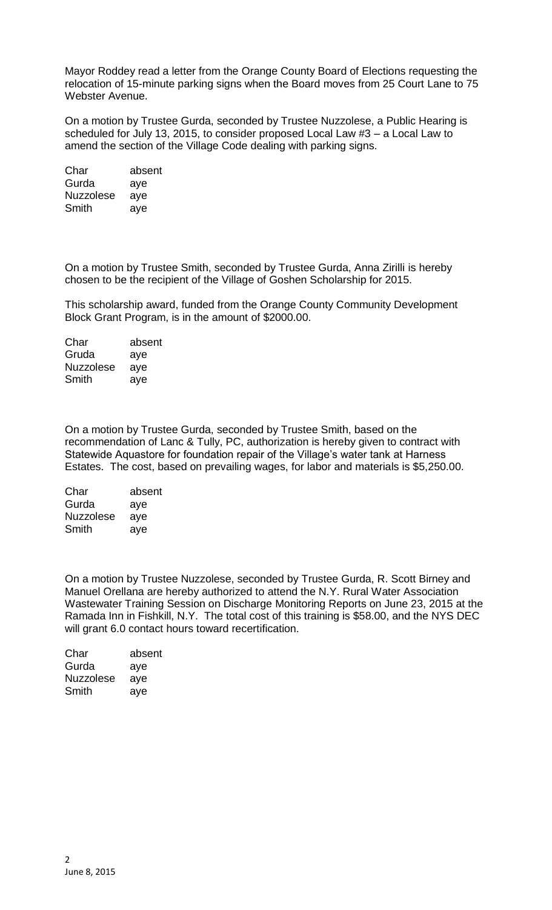Mayor Roddey read a letter from the Orange County Board of Elections requesting the relocation of 15-minute parking signs when the Board moves from 25 Court Lane to 75 Webster Avenue.

On a motion by Trustee Gurda, seconded by Trustee Nuzzolese, a Public Hearing is scheduled for July 13, 2015, to consider proposed Local Law #3 – a Local Law to amend the section of the Village Code dealing with parking signs.

| | |
|---|---|
| Char | absent |
| Gurda | aye |
| Nuzzolese | aye |
| Smith | aye |

On a motion by Trustee Smith, seconded by Trustee Gurda, Anna Zirilli is hereby chosen to be the recipient of the Village of Goshen Scholarship for 2015.

This scholarship award, funded from the Orange County Community Development Block Grant Program, is in the amount of $2000.00.

| | |
|---|---|
| Char | absent |
| Gruda | aye |
| Nuzzolese | aye |
| Smith | aye |

On a motion by Trustee Gurda, seconded by Trustee Smith, based on the recommendation of Lanc & Tully, PC, authorization is hereby given to contract with Statewide Aquastore for foundation repair of the Village's water tank at Harness Estates. The cost, based on prevailing wages, for labor and materials is $5,250.00.

| | |
|---|---|
| Char | absent |
| Gurda | aye |
| Nuzzolese | aye |
| Smith | aye |

On a motion by Trustee Nuzzolese, seconded by Trustee Gurda, R. Scott Birney and Manuel Orellana are hereby authorized to attend the N.Y. Rural Water Association Wastewater Training Session on Discharge Monitoring Reports on June 23, 2015 at the Ramada Inn in Fishkill, N.Y. The total cost of this training is $58.00, and the NYS DEC will grant 6.0 contact hours toward recertification.

| | |
|---|---|
| Char | absent |
| Gurda | aye |
| Nuzzolese | aye |
| Smith | aye |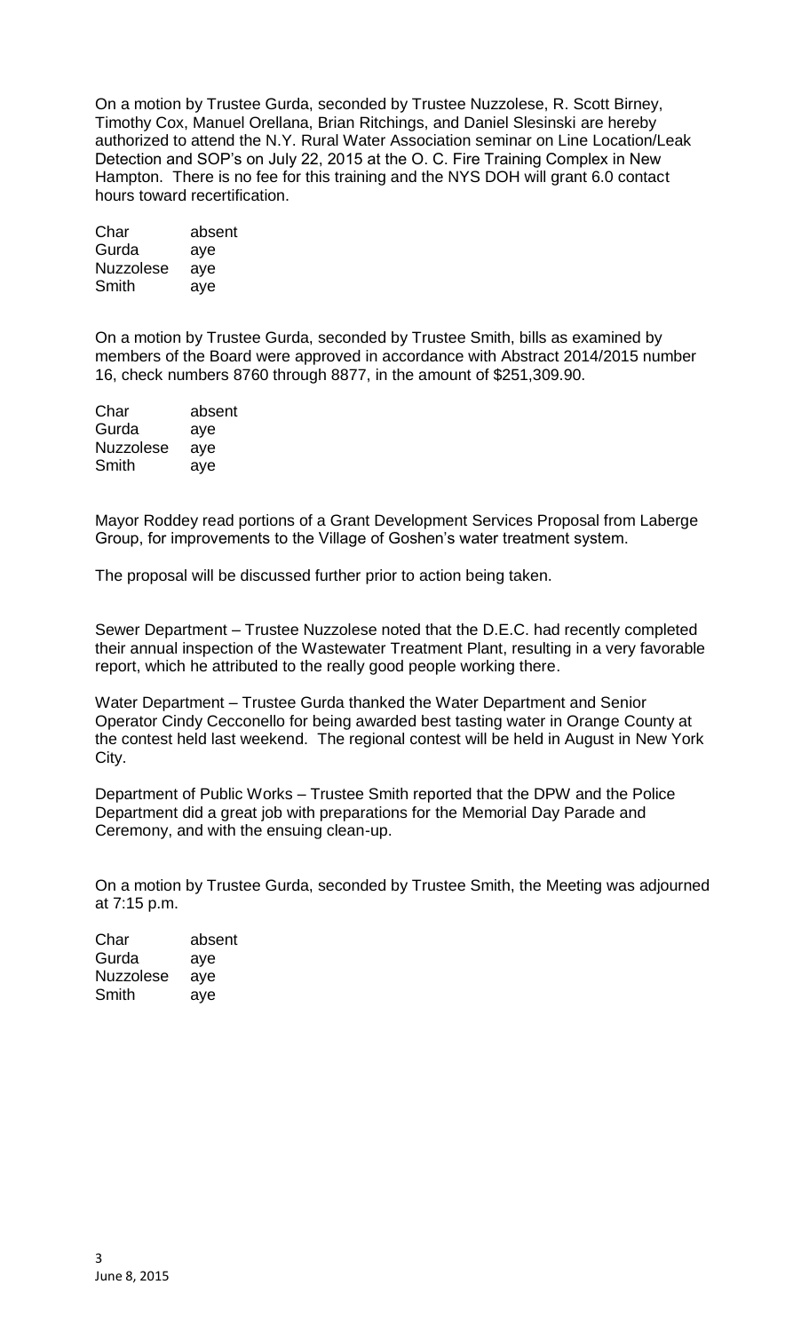On a motion by Trustee Gurda, seconded by Trustee Nuzzolese, R. Scott Birney, Timothy Cox, Manuel Orellana, Brian Ritchings, and Daniel Slesinski are hereby authorized to attend the N.Y. Rural Water Association seminar on Line Location/Leak Detection and SOP's on July 22, 2015 at the O. C. Fire Training Complex in New Hampton. There is no fee for this training and the NYS DOH will grant 6.0 contact hours toward recertification.

| | |
|---|---|
| Char | absent |
| Gurda | aye |
| Nuzzolese | aye |
| Smith | aye |

On a motion by Trustee Gurda, seconded by Trustee Smith, bills as examined by members of the Board were approved in accordance with Abstract 2014/2015 number 16, check numbers 8760 through 8877, in the amount of $251,309.90.

| | |
|---|---|
| Char | absent |
| Gurda | aye |
| Nuzzolese | aye |
| Smith | aye |

Mayor Roddey read portions of a Grant Development Services Proposal from Laberge Group, for improvements to the Village of Goshen's water treatment system.

The proposal will be discussed further prior to action being taken.

Sewer Department – Trustee Nuzzolese noted that the D.E.C. had recently completed their annual inspection of the Wastewater Treatment Plant, resulting in a very favorable report, which he attributed to the really good people working there.

Water Department – Trustee Gurda thanked the Water Department and Senior Operator Cindy Cecconello for being awarded best tasting water in Orange County at the contest held last weekend. The regional contest will be held in August in New York City.

Department of Public Works – Trustee Smith reported that the DPW and the Police Department did a great job with preparations for the Memorial Day Parade and Ceremony, and with the ensuing clean-up.

On a motion by Trustee Gurda, seconded by Trustee Smith, the Meeting was adjourned at 7:15 p.m.

| | |
|---|---|
| Char | absent |
| Gurda | aye |
| Nuzzolese | aye |
| Smith | aye |

June 8, 2015